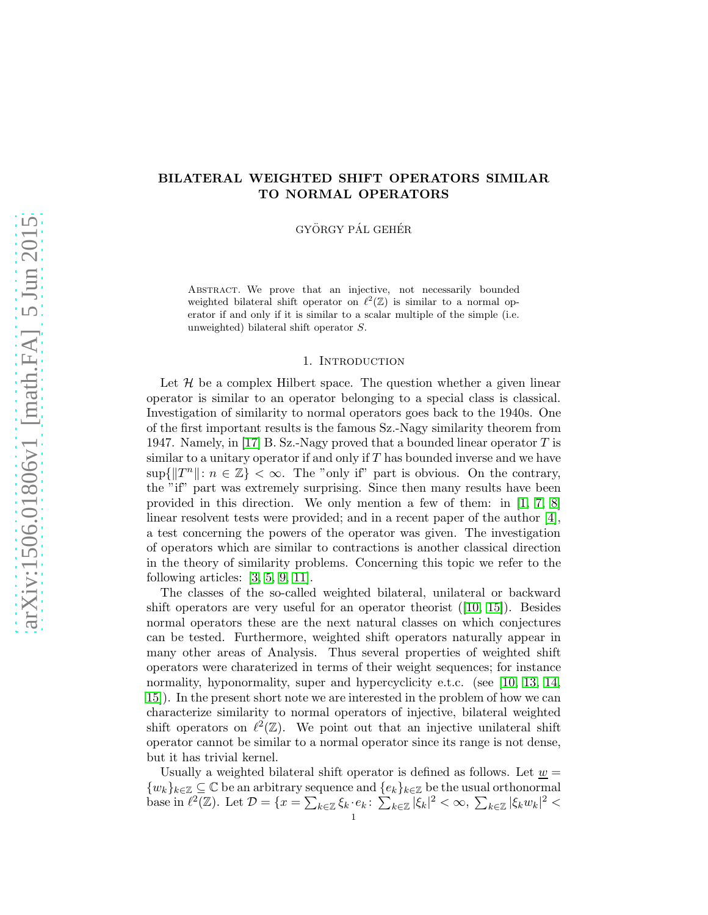# BILATERAL WEIGHTED SHIFT OPERATORS SIMILAR TO NORMAL OPERATORS

GYÖRGY PÁL GEHÉR

Abstract. We prove that an injective, not necessarily bounded weighted bilateral shift operator on $\ell^2(\mathbb{Z})$ is similar to a normal operator if and only if it is similar to a scalar multiple of the simple (i.e. unweighted) bilateral shift operator $S$.

## 1. Introduction

Let $\mathcal{H}$ be a complex Hilbert space. The question whether a given linear operator is similar to an operator belonging to a special class is classical. Investigation of similarity to normal operators goes back to the 1940s. One of the first important results is the famous Sz.-Nagy similarity theorem from 1947. Namely, in [17] B. Sz.-Nagy proved that a bounded linear operator $T$ is similar to a unitary operator if and only if $T$ has bounded inverse and we have $\sup\{\|T^n\| : n \in \mathbb{Z}\} < \infty$. The "only if" part is obvious. On the contrary, the "if" part was extremely surprising. Since then many results have been provided in this direction. We only mention a few of them: in [1, 7, 8] linear resolvent tests were provided; and in a recent paper of the author [4], a test concerning the powers of the operator was given. The investigation of operators which are similar to contractions is another classical direction in the theory of similarity problems. Concerning this topic we refer to the following articles: [3, 5, 9, 11].

The classes of the so-called weighted bilateral, unilateral or backward shift operators are very useful for an operator theorist ([10, 15]). Besides normal operators these are the next natural classes on which conjectures can be tested. Furthermore, weighted shift operators naturally appear in many other areas of Analysis. Thus several properties of weighted shift operators were charaterized in terms of their weight sequences; for instance normality, hyponormality, super and hypercyclicity e.t.c. (see [10, 13, 14, 15]). In the present short note we are interested in the problem of how we can characterize similarity to normal operators of injective, bilateral weighted shift operators on $\ell^2(\mathbb{Z})$. We point out that an injective unilateral shift operator cannot be similar to a normal operator since its range is not dense, but it has trivial kernel.

Usually a weighted bilateral shift operator is defined as follows. Let $\underline{w} = \{w_k\}_{k\in\mathbb{Z}} \subseteq \mathbb{C}$ be an arbitrary sequence and $\{e_k\}_{k\in\mathbb{Z}}$ be the usual orthonormal base in $\ell^2(\mathbb{Z})$. Let $\mathcal{D} = \{x = \sum_{k\in\mathbb{Z}} \xi_k \cdot e_k : \sum_{k\in\mathbb{Z}} |\xi_k|^2 < \infty, \sum_{k\in\mathbb{Z}} |\xi_k w_k|^2 <$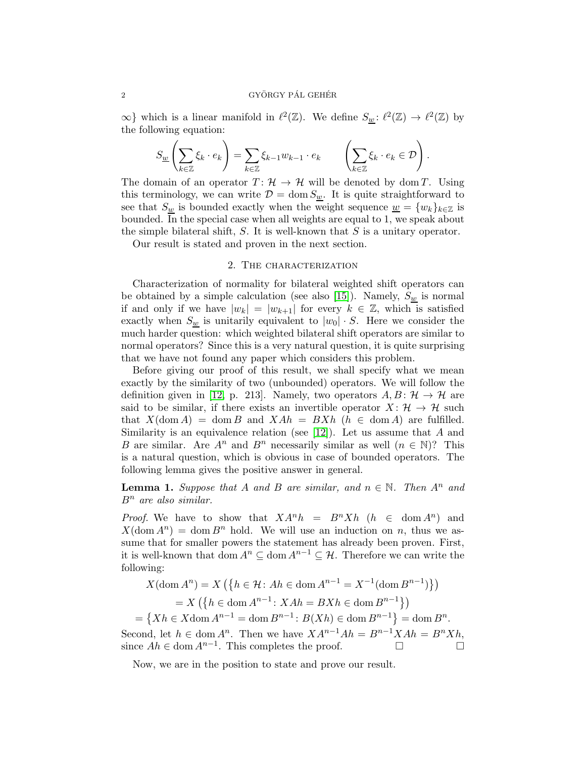$\infty\}$ which is a linear manifold in $\ell^2(\mathbb{Z})$. We define $S_{\underline{w}}\colon \ell^2(\mathbb{Z}) \to \ell^2(\mathbb{Z})$ by the following equation:

$$S_{\underline{w}}\left(\sum_{k\in\mathbb{Z}} \xi_k \cdot e_k\right) = \sum_{k\in\mathbb{Z}} \xi_{k-1} w_{k-1} \cdot e_k \qquad \left(\sum_{k\in\mathbb{Z}} \xi_k \cdot e_k \in \mathcal{D}\right).$$

The domain of an operator $T\colon \mathcal{H} \to \mathcal{H}$ will be denoted by $\operatorname{dom} T$. Using this terminology, we can write $\mathcal{D} = \operatorname{dom} S_{\underline{w}}$. It is quite straightforward to see that $S_{\underline{w}}$ is bounded exactly when the weight sequence $\underline{w} = \{w_k\}_{k\in\mathbb{Z}}$ is bounded. In the special case when all weights are equal to 1, we speak about the simple bilateral shift, $S$. It is well-known that $S$ is a unitary operator.

Our result is stated and proven in the next section.

## 2. The characterization

Characterization of normality for bilateral weighted shift operators can be obtained by a simple calculation (see also [15]). Namely, $S_{\underline{w}}$ is normal if and only if we have $|w_k| = |w_{k+1}|$ for every $k \in \mathbb{Z}$, which is satisfied exactly when $S_{\underline{w}}$ is unitarily equivalent to $|w_0| \cdot S$. Here we consider the much harder question: which weighted bilateral shift operators are similar to normal operators? Since this is a very natural question, it is quite surprising that we have not found any paper which considers this problem.

Before giving our proof of this result, we shall specify what we mean exactly by the similarity of two (unbounded) operators. We will follow the definition given in [12, p. 213]. Namely, two operators $A, B\colon \mathcal{H} \to \mathcal{H}$ are said to be similar, if there exists an invertible operator $X\colon \mathcal{H} \to \mathcal{H}$ such that $X(\operatorname{dom} A) = \operatorname{dom} B$ and $XAh = BXh$ ($h \in \operatorname{dom} A$) are fulfilled. Similarity is an equivalence relation (see [12]). Let us assume that $A$ and $B$ are similar. Are $A^n$ and $B^n$ necessarily similar as well ($n \in \mathbb{N}$)? This is a natural question, which is obvious in case of bounded operators. The following lemma gives the positive answer in general.

**Lemma 1.** *Suppose that $A$ and $B$ are similar, and $n \in \mathbb{N}$. Then $A^n$ and $B^n$ are also similar.*

*Proof.* We have to show that $XA^n h = B^n Xh$ ($h \in \operatorname{dom} A^n$) and $X(\operatorname{dom} A^n) = \operatorname{dom} B^n$ hold. We will use an induction on $n$, thus we assume that for smaller powers the statement has already been proven. First, it is well-known that $\operatorname{dom} A^n \subseteq \operatorname{dom} A^{n-1} \subseteq \mathcal{H}$. Therefore we can write the following:

$$\begin{aligned} X(\operatorname{dom} A^n) &= X\left(\{h \in \mathcal{H}\colon Ah \in \operatorname{dom} A^{n-1} = X^{-1}(\operatorname{dom} B^{n-1})\}\right) \\ &= X\left(\{h \in \operatorname{dom} A^{n-1}\colon XAh = BXh \in \operatorname{dom} B^{n-1}\}\right) \\ &= \{Xh \in X\operatorname{dom} A^{n-1} = \operatorname{dom} B^{n-1}\colon B(Xh) \in \operatorname{dom} B^{n-1}\} = \operatorname{dom} B^n. \end{aligned}$$

Second, let $h \in \operatorname{dom} A^n$. Then we have $XA^{n-1}Ah = B^{n-1}XAh = B^n Xh$, since $Ah \in \operatorname{dom} A^{n-1}$. This completes the proof. □ □

Now, we are in the position to state and prove our result.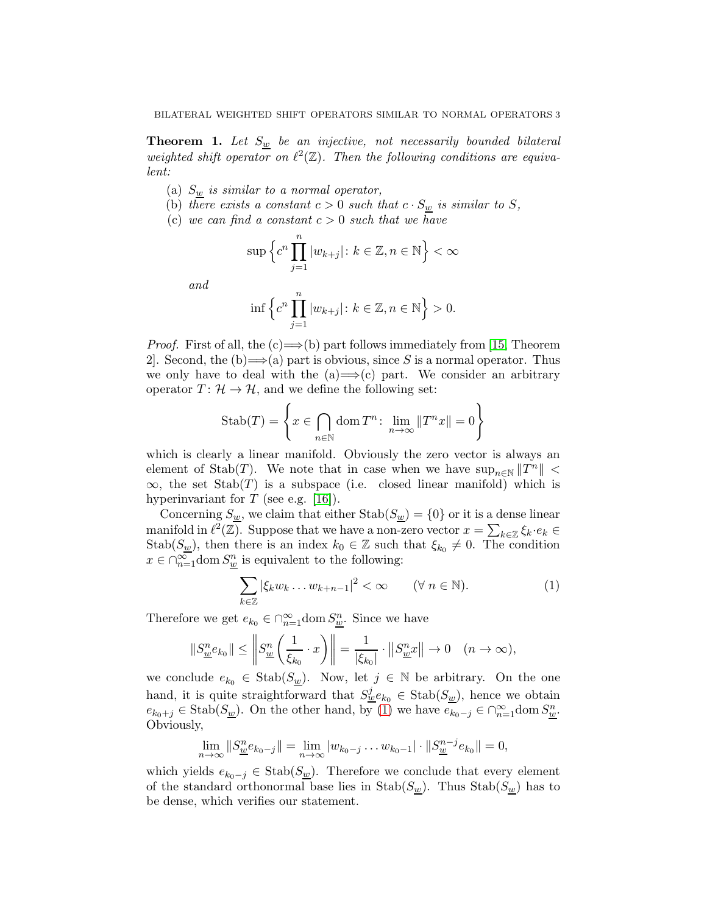**Theorem 1.** *Let $S_{\underline{w}}$ be an injective, not necessarily bounded bilateral weighted shift operator on $\ell^2(\mathbb{Z})$. Then the following conditions are equivalent:*

- (a) *$S_{\underline{w}}$ is similar to a normal operator,*
- (b) *there exists a constant $c > 0$ such that $c \cdot S_{\underline{w}}$ is similar to $S$,*
- (c) *we can find a constant $c > 0$ such that we have*

$$\sup \left\{ c^n \prod_{j=1}^{n} |w_{k+j}| \colon k \in \mathbb{Z}, n \in \mathbb{N} \right\} < \infty$$

*and*

$$\inf \left\{ c^n \prod_{j=1}^{n} |w_{k+j}| \colon k \in \mathbb{Z}, n \in \mathbb{N} \right\} > 0.$$

*Proof.* First of all, the (c)$\Longrightarrow$(b) part follows immediately from [15, Theorem 2]. Second, the (b)$\Longrightarrow$(a) part is obvious, since $S$ is a normal operator. Thus we only have to deal with the (a)$\Longrightarrow$(c) part. We consider an arbitrary operator $T \colon \mathcal{H} \to \mathcal{H}$, and we define the following set:

$$\mathrm{Stab}(T) = \left\{ x \in \bigcap_{n \in \mathbb{N}} \mathrm{dom}\, T^n \colon \lim_{n \to \infty} \|T^n x\| = 0 \right\}$$

which is clearly a linear manifold. Obviously the zero vector is always an element of $\mathrm{Stab}(T)$. We note that in case when we have $\sup_{n \in \mathbb{N}} \|T^n\| < \infty$, the set $\mathrm{Stab}(T)$ is a subspace (i.e. closed linear manifold) which is hyperinvariant for $T$ (see e.g. [16]).

Concerning $S_{\underline{w}}$, we claim that either $\mathrm{Stab}(S_{\underline{w}}) = \{0\}$ or it is a dense linear manifold in $\ell^2(\mathbb{Z})$. Suppose that we have a non-zero vector $x = \sum_{k \in \mathbb{Z}} \xi_k \cdot e_k \in \mathrm{Stab}(S_{\underline{w}})$, then there is an index $k_0 \in \mathbb{Z}$ such that $\xi_{k_0} \neq 0$. The condition $x \in \cap_{n=1}^{\infty} \mathrm{dom}\, S_{\underline{w}}^n$ is equivalent to the following:

$$\sum_{k \in \mathbb{Z}} |\xi_k w_k \dots w_{k+n-1}|^2 < \infty \qquad (\forall\, n \in \mathbb{N}). \tag{1}$$

Therefore we get $e_{k_0} \in \cap_{n=1}^{\infty} \mathrm{dom}\, S_{\underline{w}}^n$. Since we have

$$\|S_{\underline{w}}^n e_{k_0}\| \leq \left\| S_{\underline{w}}^n \left( \frac{1}{\xi_{k_0}} \cdot x \right) \right\| = \frac{1}{|\xi_{k_0}|} \cdot \left\| S_{\underline{w}}^n x \right\| \to 0 \quad (n \to \infty),$$

we conclude $e_{k_0} \in \mathrm{Stab}(S_{\underline{w}})$. Now, let $j \in \mathbb{N}$ be arbitrary. On the one hand, it is quite straightforward that $S_{\underline{w}}^j e_{k_0} \in \mathrm{Stab}(S_{\underline{w}})$, hence we obtain $e_{k_0+j} \in \mathrm{Stab}(S_{\underline{w}})$. On the other hand, by (1) we have $e_{k_0-j} \in \cap_{n=1}^{\infty} \mathrm{dom}\, S_{\underline{w}}^n$. Obviously,

$$\lim_{n \to \infty} \|S_{\underline{w}}^n e_{k_0-j}\| = \lim_{n \to \infty} |w_{k_0-j} \dots w_{k_0-1}| \cdot \|S_{\underline{w}}^{n-j} e_{k_0}\| = 0,$$

which yields $e_{k_0-j} \in \mathrm{Stab}(S_{\underline{w}})$. Therefore we conclude that every element of the standard orthonormal base lies in $\mathrm{Stab}(S_{\underline{w}})$. Thus $\mathrm{Stab}(S_{\underline{w}})$ has to be dense, which verifies our statement.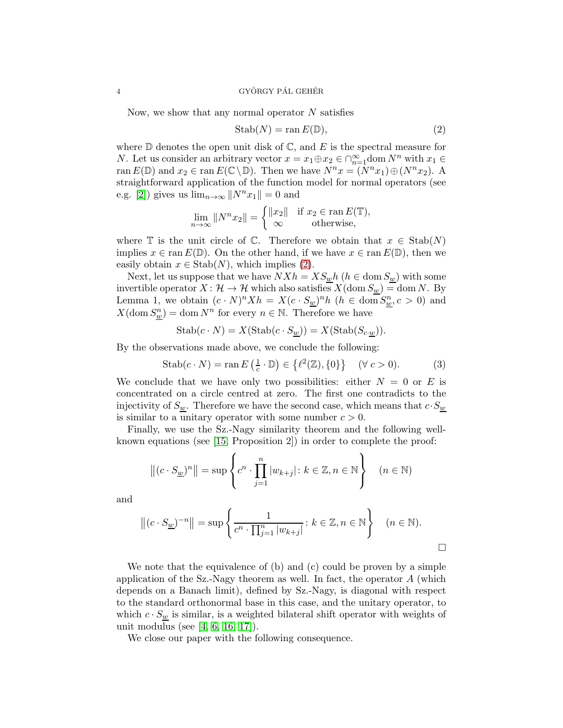Now, we show that any normal operator $N$ satisfies

$$\operatorname{Stab}(N) = \operatorname{ran} E(\mathbb{D}), \tag{2}$$

where $\mathbb{D}$ denotes the open unit disk of $\mathbb{C}$, and $E$ is the spectral measure for $N$. Let us consider an arbitrary vector $x = x_1 \oplus x_2 \in \cap_{n=1}^{\infty} \operatorname{dom} N^n$ with $x_1 \in \operatorname{ran} E(\mathbb{D})$ and $x_2 \in \operatorname{ran} E(\mathbb{C} \setminus \mathbb{D})$. Then we have $N^n x = (N^n x_1) \oplus (N^n x_2)$. A straightforward application of the function model for normal operators (see e.g. [2]) gives us $\lim_{n\to\infty} \|N^n x_1\| = 0$ and

$$\lim_{n\to\infty} \|N^n x_2\| = \begin{cases} \|x_2\| & \text{if } x_2 \in \operatorname{ran} E(\mathbb{T}), \\ \infty & \text{otherwise,} \end{cases}$$

where $\mathbb{T}$ is the unit circle of $\mathbb{C}$. Therefore we obtain that $x \in \operatorname{Stab}(N)$ implies $x \in \operatorname{ran} E(\mathbb{D})$. On the other hand, if we have $x \in \operatorname{ran} E(\mathbb{D})$, then we easily obtain $x \in \operatorname{Stab}(N)$, which implies (2).

Next, let us suppose that we have $NXh = XS_{\underline{w}}h$ ($h \in \operatorname{dom} S_{\underline{w}}$) with some invertible operator $X \colon \mathcal{H} \to \mathcal{H}$ which also satisfies $X(\operatorname{dom} S_{\underline{w}}) = \operatorname{dom} N$. By Lemma 1, we obtain $(c \cdot N)^n Xh = X(c \cdot S_{\underline{w}})^n h$ ($h \in \operatorname{dom} S_{\underline{w}}^n, c > 0$) and $X(\operatorname{dom} S_{\underline{w}}^n) = \operatorname{dom} N^n$ for every $n \in \mathbb{N}$. Therefore we have

$$\operatorname{Stab}(c \cdot N) = X(\operatorname{Stab}(c \cdot S_{\underline{w}})) = X(\operatorname{Stab}(S_{c \cdot \underline{w}})).$$

By the observations made above, we conclude the following:

$$\operatorname{Stab}(c \cdot N) = \operatorname{ran} E\left(\tfrac{1}{c} \cdot \mathbb{D}\right) \in \left\{\ell^2(\mathbb{Z}), \{0\}\right\} \quad (\forall\ c > 0). \tag{3}$$

We conclude that we have only two possibilities: either $N = 0$ or $E$ is concentrated on a circle centred at zero. The first one contradicts to the injectivity of $S_{\underline{w}}$. Therefore we have the second case, which means that $c \cdot S_{\underline{w}}$ is similar to a unitary operator with some number $c > 0$.

Finally, we use the Sz.-Nagy similarity theorem and the following well-known equations (see [15, Proposition 2]) in order to complete the proof:

$$\left\|(c \cdot S_{\underline{w}})^n\right\| = \sup\left\{ c^n \cdot \prod_{j=1}^{n} |w_{k+j}| \colon k \in \mathbb{Z}, n \in \mathbb{N} \right\} \quad (n \in \mathbb{N})$$

and

$$\left\|(c \cdot S_{\underline{w}})^{-n}\right\| = \sup\left\{ \frac{1}{c^n \cdot \prod_{j=1}^{n} |w_{k+j}|} \colon k \in \mathbb{Z}, n \in \mathbb{N} \right\} \quad (n \in \mathbb{N}).$$

□

We note that the equivalence of (b) and (c) could be proven by a simple application of the Sz.-Nagy theorem as well. In fact, the operator $A$ (which depends on a Banach limit), defined by Sz.-Nagy, is diagonal with respect to the standard orthonormal base in this case, and the unitary operator, to which $c \cdot S_{\underline{w}}$ is similar, is a weighted bilateral shift operator with weights of unit modulus (see [4, 6, 16, 17]).

We close our paper with the following consequence.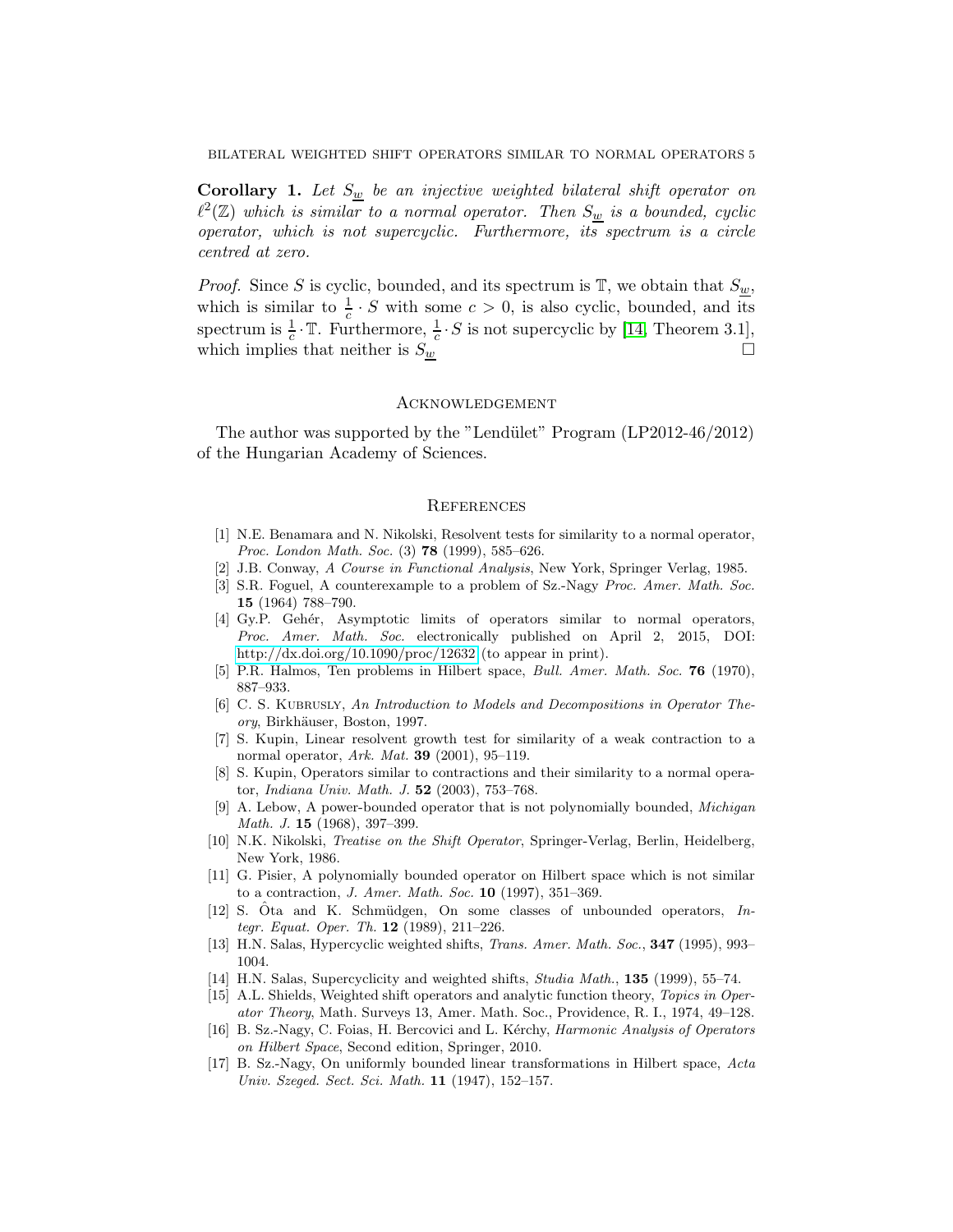**Corollary 1.** *Let $S_{\underline{w}}$ be an injective weighted bilateral shift operator on $\ell^2(\mathbb{Z})$ which is similar to a normal operator. Then $S_{\underline{w}}$ is a bounded, cyclic operator, which is not supercyclic. Furthermore, its spectrum is a circle centred at zero.*

*Proof.* Since $S$ is cyclic, bounded, and its spectrum is $\mathbb{T}$, we obtain that $S_{\underline{w}}$, which is similar to $\frac{1}{c} \cdot S$ with some $c > 0$, is also cyclic, bounded, and its spectrum is $\frac{1}{c} \cdot \mathbb{T}$. Furthermore, $\frac{1}{c} \cdot S$ is not supercyclic by [14, Theorem 3.1], which implies that neither is $S_{\underline{w}}$ □

## Acknowledgement

The author was supported by the "Lendület" Program (LP2012-46/2012) of the Hungarian Academy of Sciences.

## References

[1] N.E. Benamara and N. Nikolski, Resolvent tests for similarity to a normal operator, *Proc. London Math. Soc.* (3) **78** (1999), 585–626.

[2] J.B. Conway, *A Course in Functional Analysis*, New York, Springer Verlag, 1985.

[3] S.R. Foguel, A counterexample to a problem of Sz.-Nagy *Proc. Amer. Math. Soc.* **15** (1964) 788–790.

[4] Gy.P. Gehér, Asymptotic limits of operators similar to normal operators, *Proc. Amer. Math. Soc.* electronically published on April 2, 2015, DOI: http://dx.doi.org/10.1090/proc/12632 (to appear in print).

[5] P.R. Halmos, Ten problems in Hilbert space, *Bull. Amer. Math. Soc.* **76** (1970), 887–933.

[6] C. S. Kubrusly, *An Introduction to Models and Decompositions in Operator Theory*, Birkhäuser, Boston, 1997.

[7] S. Kupin, Linear resolvent growth test for similarity of a weak contraction to a normal operator, *Ark. Mat.* **39** (2001), 95–119.

[8] S. Kupin, Operators similar to contractions and their similarity to a normal operator, *Indiana Univ. Math. J.* **52** (2003), 753–768.

[9] A. Lebow, A power-bounded operator that is not polynomially bounded, *Michigan Math. J.* **15** (1968), 397–399.

[10] N.K. Nikolski, *Treatise on the Shift Operator*, Springer-Verlag, Berlin, Heidelberg, New York, 1986.

[11] G. Pisier, A polynomially bounded operator on Hilbert space which is not similar to a contraction, *J. Amer. Math. Soc.* **10** (1997), 351–369.

[12] S. Ôta and K. Schmüdgen, On some classes of unbounded operators, *Integr. Equat. Oper. Th.* **12** (1989), 211–226.

[13] H.N. Salas, Hypercyclic weighted shifts, *Trans. Amer. Math. Soc.*, **347** (1995), 993–1004.

[14] H.N. Salas, Supercyclicity and weighted shifts, *Studia Math.*, **135** (1999), 55–74.

[15] A.L. Shields, Weighted shift operators and analytic function theory, *Topics in Operator Theory*, Math. Surveys 13, Amer. Math. Soc., Providence, R. I., 1974, 49–128.

[16] B. Sz.-Nagy, C. Foias, H. Bercovici and L. Kérchy, *Harmonic Analysis of Operators on Hilbert Space*, Second edition, Springer, 2010.

[17] B. Sz.-Nagy, On uniformly bounded linear transformations in Hilbert space, *Acta Univ. Szeged. Sect. Sci. Math.* **11** (1947), 152–157.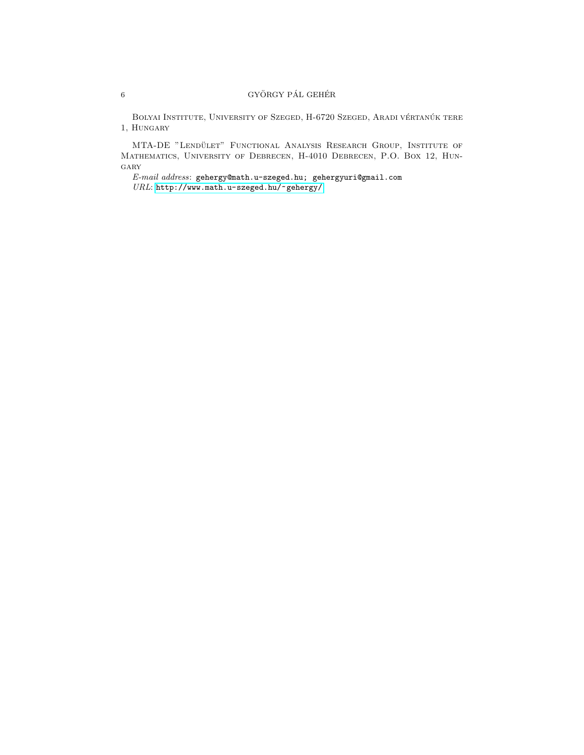Bolyai Institute, University of Szeged, H-6720 Szeged, Aradi vértanúk tere 1, Hungary

MTA-DE "Lendület" Functional Analysis Research Group, Institute of Mathematics, University of Debrecen, H-4010 Debrecen, P.O. Box 12, Hungary

*E-mail address*: gehergy@math.u-szeged.hu; gehergyuri@gmail.com

*URL*: http://www.math.u-szeged.hu/~gehergy/